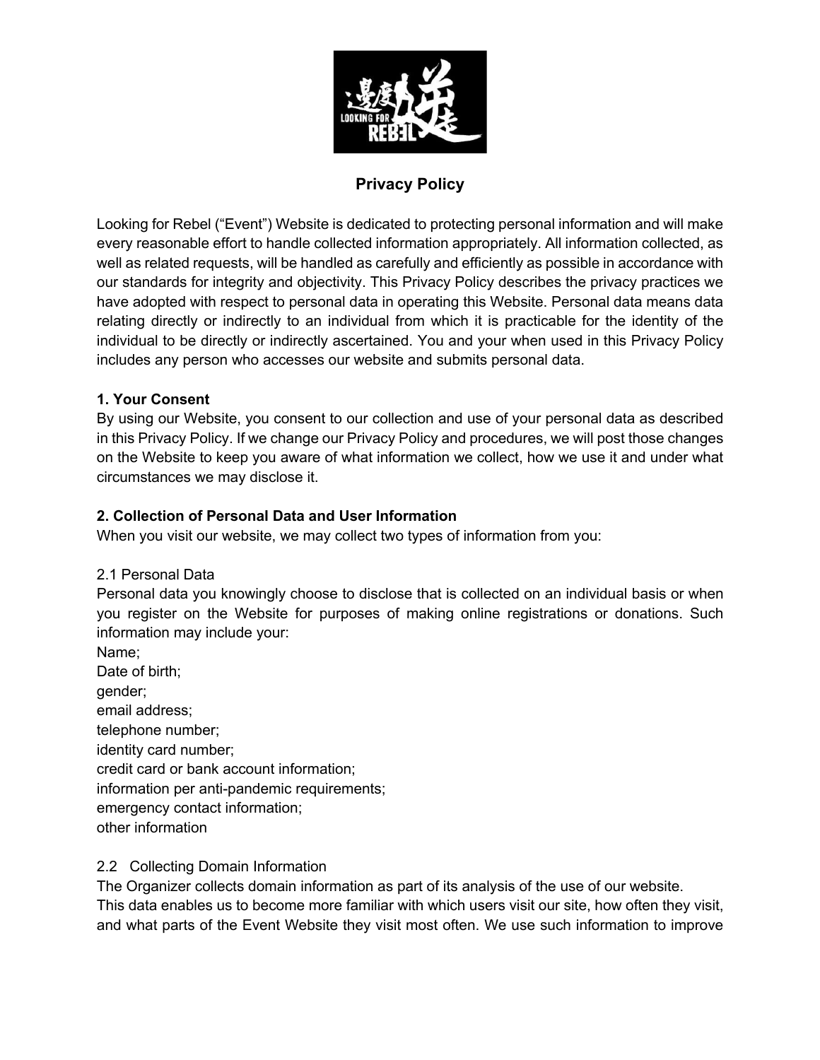# Privacy Policy

Looking for Rebel ("Event") Website is dedicated to protecting personal information and will make every reasonable effort to handle collected information appropriately. All information collected, as well as related requests, will be handled as carefully and efficiently as possible in accordance with our standards for integrity and objectivity. This Privacy Policy describes the privacy practices we have adopted with respect to personal data in operating this Website. Personal data means data relating directly or indirectly to an individual from which it is practicable for the identity of the individual to be directly or indirectly ascertained. You and your when used in this Privacy Policy includes any person who accesses our website and submits personal data.

**1. Your Consent**

By using our Website, you consent to our collection and use of your personal data as described in this Privacy Policy. If we change our Privacy Policy and procedures, we will post those changes on the Website to keep you aware of what information we collect, how we use it and under what circumstances we may disclose it.

**2. Collection of Personal Data and User Information**

When you visit our website, we may collect two types of information from you:

2.1 Personal Data

Personal data you knowingly choose to disclose that is collected on an individual basis or when you register on the Website for purposes of making online registrations or donations. Such information may include your:

Name;
Date of birth;
gender;
email address;
telephone number;
identity card number;
credit card or bank account information;
information per anti-pandemic requirements;
emergency contact information;
other information

2.2 Collecting Domain Information

The Organizer collects domain information as part of its analysis of the use of our website.
This data enables us to become more familiar with which users visit our site, how often they visit, and what parts of the Event Website they visit most often. We use such information to improve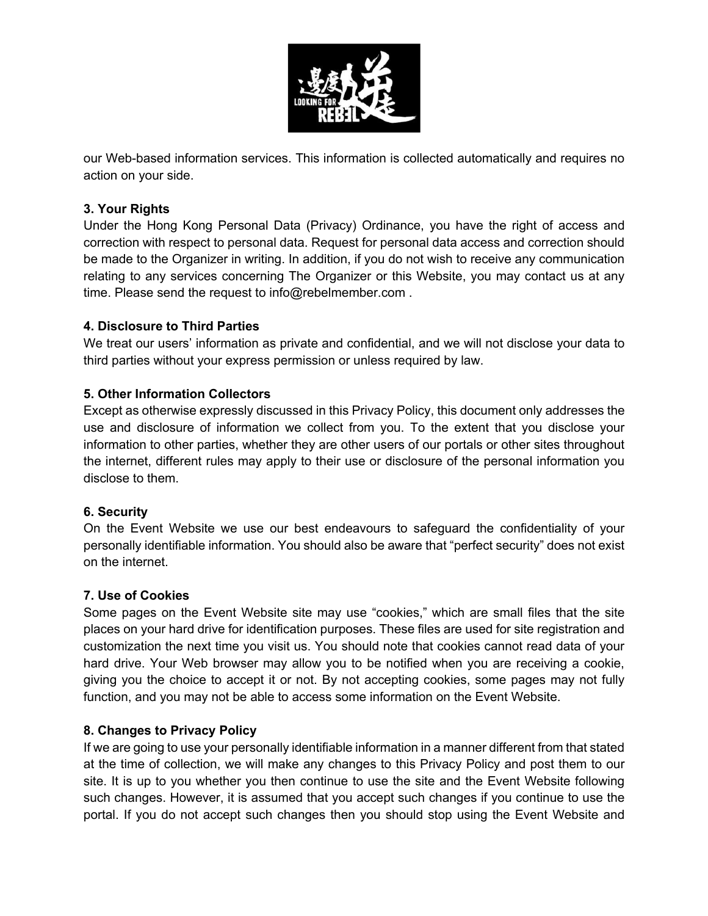our Web-based information services. This information is collected automatically and requires no action on your side.

**3. Your Rights**
Under the Hong Kong Personal Data (Privacy) Ordinance, you have the right of access and correction with respect to personal data. Request for personal data access and correction should be made to the Organizer in writing. In addition, if you do not wish to receive any communication relating to any services concerning The Organizer or this Website, you may contact us at any time. Please send the request to info@rebelmember.com .

**4. Disclosure to Third Parties**
We treat our users' information as private and confidential, and we will not disclose your data to third parties without your express permission or unless required by law.

**5. Other Information Collectors**
Except as otherwise expressly discussed in this Privacy Policy, this document only addresses the use and disclosure of information we collect from you. To the extent that you disclose your information to other parties, whether they are other users of our portals or other sites throughout the internet, different rules may apply to their use or disclosure of the personal information you disclose to them.

**6. Security**
On the Event Website we use our best endeavours to safeguard the confidentiality of your personally identifiable information. You should also be aware that "perfect security" does not exist on the internet.

**7. Use of Cookies**
Some pages on the Event Website site may use "cookies," which are small files that the site places on your hard drive for identification purposes. These files are used for site registration and customization the next time you visit us. You should note that cookies cannot read data of your hard drive. Your Web browser may allow you to be notified when you are receiving a cookie, giving you the choice to accept it or not. By not accepting cookies, some pages may not fully function, and you may not be able to access some information on the Event Website.

**8. Changes to Privacy Policy**
If we are going to use your personally identifiable information in a manner different from that stated at the time of collection, we will make any changes to this Privacy Policy and post them to our site. It is up to you whether you then continue to use the site and the Event Website following such changes. However, it is assumed that you accept such changes if you continue to use the portal. If you do not accept such changes then you should stop using the Event Website and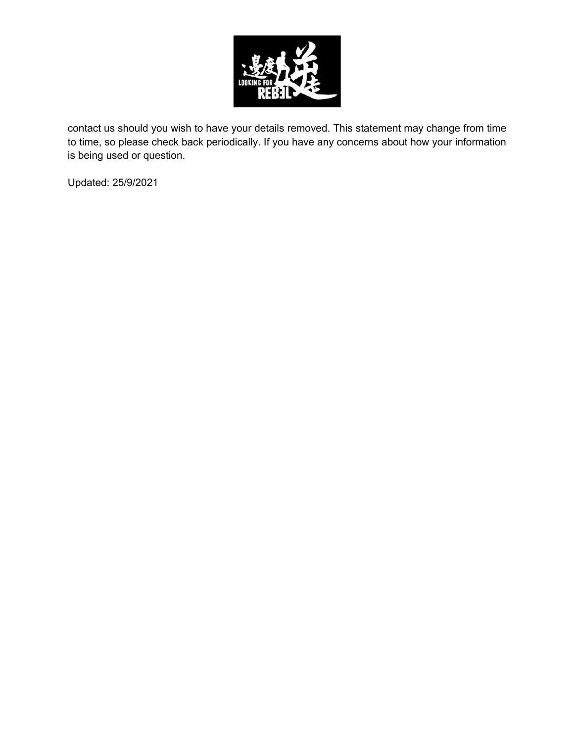contact us should you wish to have your details removed. This statement may change from time to time, so please check back periodically. If you have any concerns about how your information is being used or question.

Updated: 25/9/2021